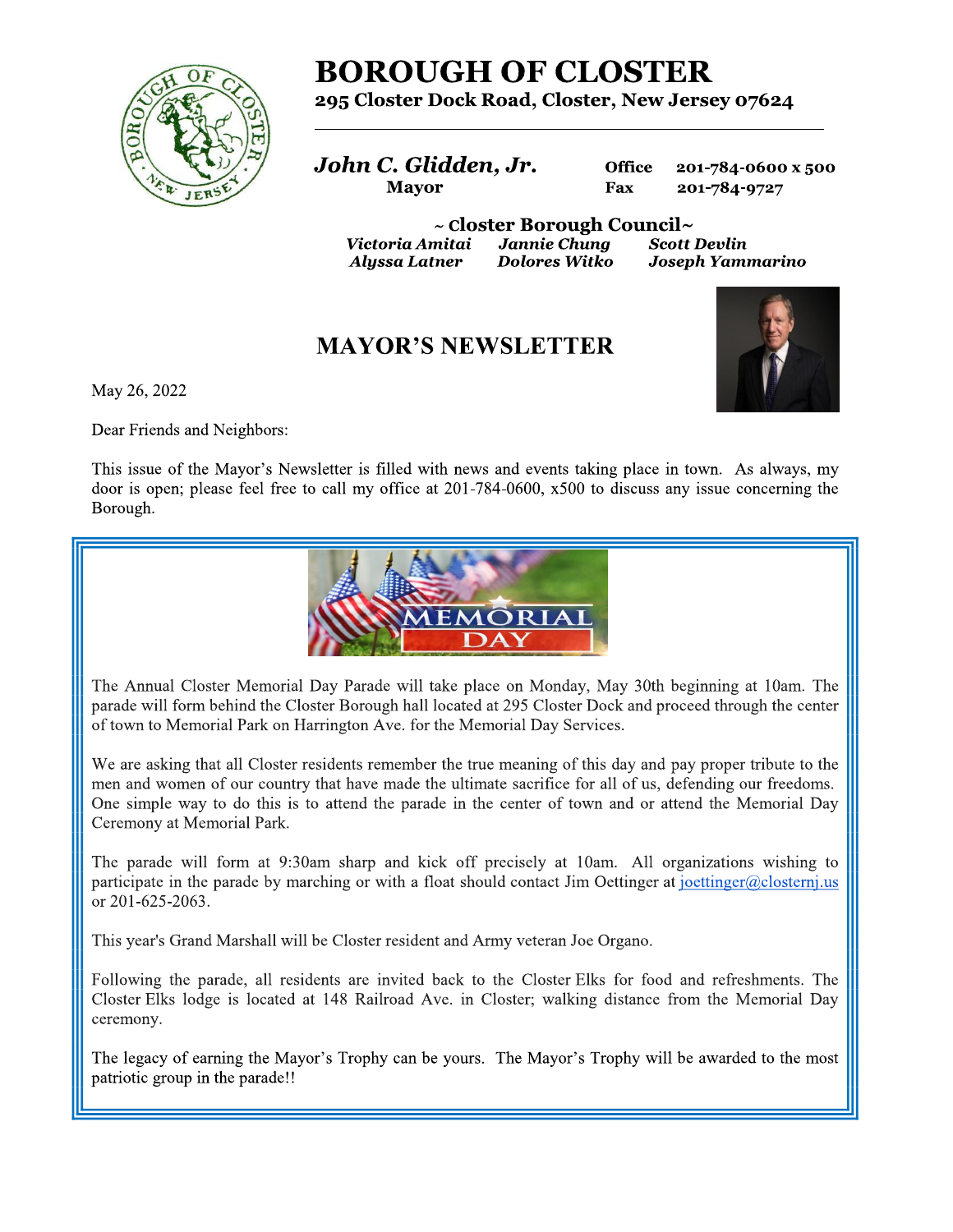# BOROUGH OF CLOSTER

**295 Closter Dock Road, Closter, New Jersey 07624**

***John C. Glidden, Jr.***
**Mayor**

**Office** 201-784-0600 x 500
**Fax** 201-784-9727

**~ Closter Borough Council~**

***Victoria Amitai*** ***Jannie Chung*** ***Scott Devlin***
***Alyssa Latner*** ***Dolores Witko*** ***Joseph Yammarino***

## MAYOR'S NEWSLETTER

May 26, 2022

Dear Friends and Neighbors:

This issue of the Mayor's Newsletter is filled with news and events taking place in town. As always, my door is open; please feel free to call my office at 201-784-0600, x500 to discuss any issue concerning the Borough.

MEMORIAL DAY

The Annual Closter Memorial Day Parade will take place on Monday, May 30th beginning at 10am. The parade will form behind the Closter Borough hall located at 295 Closter Dock and proceed through the center of town to Memorial Park on Harrington Ave. for the Memorial Day Services.

We are asking that all Closter residents remember the true meaning of this day and pay proper tribute to the men and women of our country that have made the ultimate sacrifice for all of us, defending our freedoms. One simple way to do this is to attend the parade in the center of town and or attend the Memorial Day Ceremony at Memorial Park.

The parade will form at 9:30am sharp and kick off precisely at 10am. All organizations wishing to participate in the parade by marching or with a float should contact Jim Oettinger at joettinger@closternj.us or 201-625-2063.

This year's Grand Marshall will be Closter resident and Army veteran Joe Organo.

Following the parade, all residents are invited back to the Closter Elks for food and refreshments. The Closter Elks lodge is located at 148 Railroad Ave. in Closter; walking distance from the Memorial Day ceremony.

The legacy of earning the Mayor's Trophy can be yours. The Mayor's Trophy will be awarded to the most patriotic group in the parade!!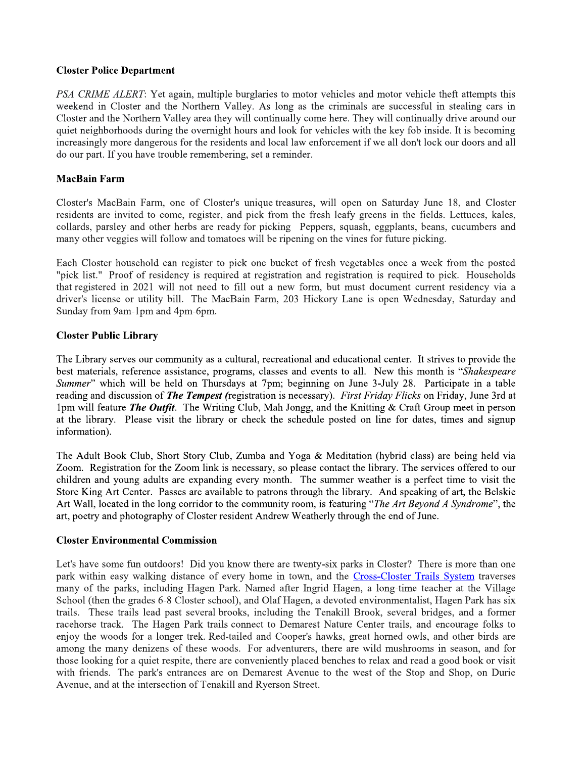**Closter Police Department**

*PSA CRIME ALERT*: Yet again, multiple burglaries to motor vehicles and motor vehicle theft attempts this weekend in Closter and the Northern Valley. As long as the criminals are successful in stealing cars in Closter and the Northern Valley area they will continually come here. They will continually drive around our quiet neighborhoods during the overnight hours and look for vehicles with the key fob inside. It is becoming increasingly more dangerous for the residents and local law enforcement if we all don't lock our doors and all do our part. If you have trouble remembering, set a reminder.

**MacBain Farm**

Closter's MacBain Farm, one of Closter's unique treasures, will open on Saturday June 18, and Closter residents are invited to come, register, and pick from the fresh leafy greens in the fields. Lettuces, kales, collards, parsley and other herbs are ready for picking Peppers, squash, eggplants, beans, cucumbers and many other veggies will follow and tomatoes will be ripening on the vines for future picking.

Each Closter household can register to pick one bucket of fresh vegetables once a week from the posted "pick list." Proof of residency is required at registration and registration is required to pick. Households that registered in 2021 will not need to fill out a new form, but must document current residency via a driver's license or utility bill. The MacBain Farm, 203 Hickory Lane is open Wednesday, Saturday and Sunday from 9am-1pm and 4pm-6pm.

**Closter Public Library**

The Library serves our community as a cultural, recreational and educational center. It strives to provide the best materials, reference assistance, programs, classes and events to all. New this month is "*Shakespeare Summer*" which will be held on Thursdays at 7pm; beginning on June 3-July 28. Participate in a table reading and discussion of ***The Tempest*** *(*registration is necessary). *First Friday Flicks* on Friday, June 3rd at 1pm will feature ***The Outfit***. The Writing Club, Mah Jongg, and the Knitting & Craft Group meet in person at the library. Please visit the library or check the schedule posted on line for dates, times and signup information).

The Adult Book Club, Short Story Club, Zumba and Yoga & Meditation (hybrid class) are being held via Zoom. Registration for the Zoom link is necessary, so please contact the library. The services offered to our children and young adults are expanding every month. The summer weather is a perfect time to visit the Store King Art Center. Passes are available to patrons through the library. And speaking of art, the Belskie Art Wall, located in the long corridor to the community room, is featuring "*The Art Beyond A Syndrome*", the art, poetry and photography of Closter resident Andrew Weatherly through the end of June.

**Closter Environmental Commission**

Let's have some fun outdoors! Did you know there are twenty-six parks in Closter? There is more than one park within easy walking distance of every home in town, and the Cross-Closter Trails System traverses many of the parks, including Hagen Park. Named after Ingrid Hagen, a long-time teacher at the Village School (then the grades 6-8 Closter school), and Olaf Hagen, a devoted environmentalist, Hagen Park has six trails. These trails lead past several brooks, including the Tenakill Brook, several bridges, and a former racehorse track. The Hagen Park trails connect to Demarest Nature Center trails, and encourage folks to enjoy the woods for a longer trek. Red-tailed and Cooper's hawks, great horned owls, and other birds are among the many denizens of these woods. For adventurers, there are wild mushrooms in season, and for those looking for a quiet respite, there are conveniently placed benches to relax and read a good book or visit with friends. The park's entrances are on Demarest Avenue to the west of the Stop and Shop, on Durie Avenue, and at the intersection of Tenakill and Ryerson Street.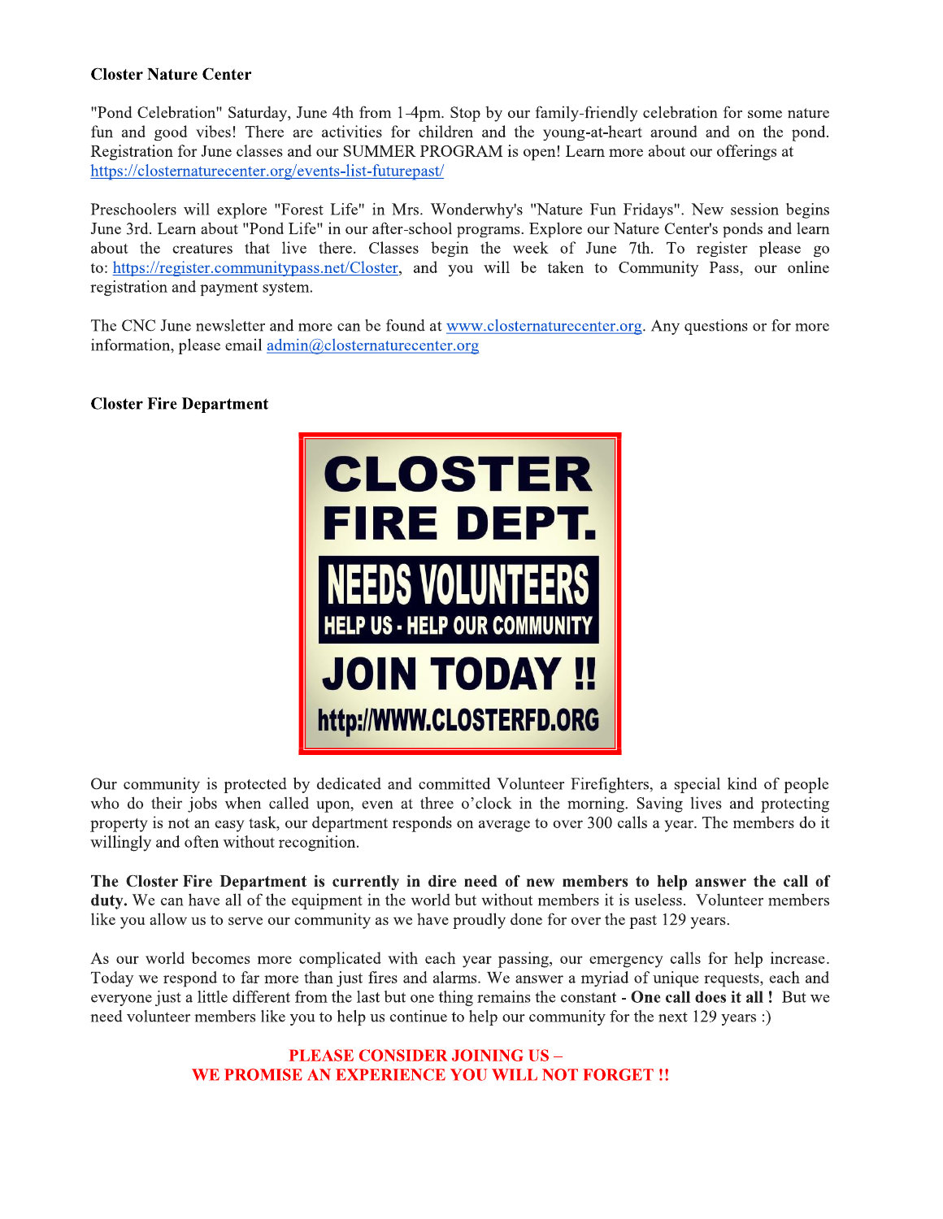**Closter Nature Center**

"Pond Celebration" Saturday, June 4th from 1-4pm. Stop by our family-friendly celebration for some nature fun and good vibes! There are activities for children and the young-at-heart around and on the pond. Registration for June classes and our SUMMER PROGRAM is open! Learn more about our offerings at https://closternaturecenter.org/events-list-futurepast/

Preschoolers will explore "Forest Life" in Mrs. Wonderwhy's "Nature Fun Fridays". New session begins June 3rd. Learn about "Pond Life" in our after-school programs. Explore our Nature Center's ponds and learn about the creatures that live there. Classes begin the week of June 7th. To register please go to: https://register.communitypass.net/Closter, and you will be taken to Community Pass, our online registration and payment system.

The CNC June newsletter and more can be found at www.closternaturecenter.org. Any questions or for more information, please email admin@closternaturecenter.org

**Closter Fire Department**

CLOSTER FIRE DEPT.
NEEDS VOLUNTEERS
HELP US - HELP OUR COMMUNITY
JOIN TODAY !!
http://WWW.CLOSTERFD.ORG

Our community is protected by dedicated and committed Volunteer Firefighters, a special kind of people who do their jobs when called upon, even at three o'clock in the morning. Saving lives and protecting property is not an easy task, our department responds on average to over 300 calls a year. The members do it willingly and often without recognition.

**The Closter Fire Department is currently in dire need of new members to help answer the call of duty.** We can have all of the equipment in the world but without members it is useless. Volunteer members like you allow us to serve our community as we have proudly done for over the past 129 years.

As our world becomes more complicated with each year passing, our emergency calls for help increase. Today we respond to far more than just fires and alarms. We answer a myriad of unique requests, each and everyone just a little different from the last but one thing remains the constant - **One call does it all !** But we need volunteer members like you to help us continue to help our community for the next 129 years :)

**PLEASE CONSIDER JOINING US –**
**WE PROMISE AN EXPERIENCE YOU WILL NOT FORGET !!**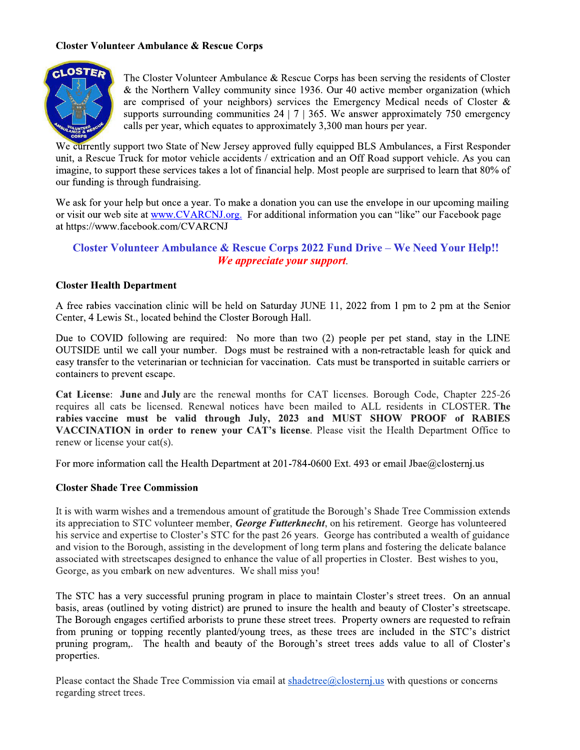**Closter Volunteer Ambulance & Rescue Corps**

The Closter Volunteer Ambulance & Rescue Corps has been serving the residents of Closter & the Northern Valley community since 1936. Our 40 active member organization (which are comprised of your neighbors) services the Emergency Medical needs of Closter & supports surrounding communities 24 | 7 | 365. We answer approximately 750 emergency calls per year, which equates to approximately 3,300 man hours per year.

We currently support two State of New Jersey approved fully equipped BLS Ambulances, a First Responder unit, a Rescue Truck for motor vehicle accidents / extrication and an Off Road support vehicle. As you can imagine, to support these services takes a lot of financial help. Most people are surprised to learn that 80% of our funding is through fundraising.

We ask for your help but once a year. To make a donation you can use the envelope in our upcoming mailing or visit our web site at www.CVARCNJ.org. For additional information you can "like" our Facebook page at https://www.facebook.com/CVARCNJ

**Closter Volunteer Ambulance & Rescue Corps 2022 Fund Drive – We Need Your Help!!**
***We appreciate your support.***

**Closter Health Department**

A free rabies vaccination clinic will be held on Saturday JUNE 11, 2022 from 1 pm to 2 pm at the Senior Center, 4 Lewis St., located behind the Closter Borough Hall.

Due to COVID following are required: No more than two (2) people per pet stand, stay in the LINE OUTSIDE until we call your number. Dogs must be restrained with a non-retractable leash for quick and easy transfer to the veterinarian or technician for vaccination. Cats must be transported in suitable carriers or containers to prevent escape.

**Cat License**: **June** and **July** are the renewal months for CAT licenses. Borough Code, Chapter 225-26 requires all cats be licensed. Renewal notices have been mailed to ALL residents in CLOSTER. **The rabies vaccine must be valid through July, 2023 and MUST SHOW PROOF of RABIES VACCINATION in order to renew your CAT's license**. Please visit the Health Department Office to renew or license your cat(s).

For more information call the Health Department at 201-784-0600 Ext. 493 or email Jbae@closternj.us

**Closter Shade Tree Commission**

It is with warm wishes and a tremendous amount of gratitude the Borough's Shade Tree Commission extends its appreciation to STC volunteer member, ***George Futterknecht***, on his retirement. George has volunteered his service and expertise to Closter's STC for the past 26 years. George has contributed a wealth of guidance and vision to the Borough, assisting in the development of long term plans and fostering the delicate balance associated with streetscapes designed to enhance the value of all properties in Closter. Best wishes to you, George, as you embark on new adventures. We shall miss you!

The STC has a very successful pruning program in place to maintain Closter's street trees. On an annual basis, areas (outlined by voting district) are pruned to insure the health and beauty of Closter's streetscape. The Borough engages certified arborists to prune these street trees. Property owners are requested to refrain from pruning or topping recently planted/young trees, as these trees are included in the STC's district pruning program,. The health and beauty of the Borough's street trees adds value to all of Closter's properties.

Please contact the Shade Tree Commission via email at shadetree@closternj.us with questions or concerns regarding street trees.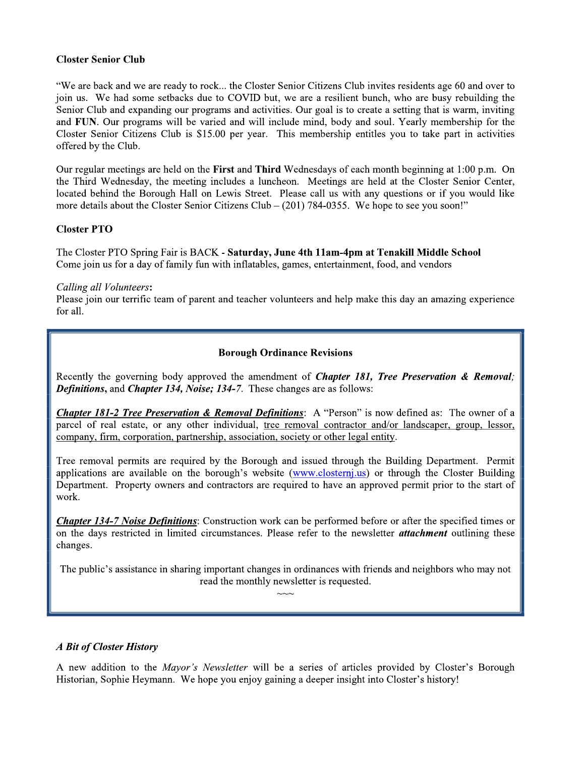**Closter Senior Club**

"We are back and we are ready to rock... the Closter Senior Citizens Club invites residents age 60 and over to join us. We had some setbacks due to COVID but, we are a resilient bunch, who are busy rebuilding the Senior Club and expanding our programs and activities. Our goal is to create a setting that is warm, inviting and **FUN**. Our programs will be varied and will include mind, body and soul. Yearly membership for the Closter Senior Citizens Club is $15.00 per year. This membership entitles you to take part in activities offered by the Club.

Our regular meetings are held on the **First** and **Third** Wednesdays of each month beginning at 1:00 p.m. On the Third Wednesday, the meeting includes a luncheon. Meetings are held at the Closter Senior Center, located behind the Borough Hall on Lewis Street. Please call us with any questions or if you would like more details about the Closter Senior Citizens Club – (201) 784-0355. We hope to see you soon!"

**Closter PTO**

The Closter PTO Spring Fair is BACK - **Saturday, June 4th 11am-4pm at Tenakill Middle School**
Come join us for a day of family fun with inflatables, games, entertainment, food, and vendors

*Calling all Volunteers*:
Please join our terrific team of parent and teacher volunteers and help make this day an amazing experience for all.

---

**Borough Ordinance Revisions**

Recently the governing body approved the amendment of ***Chapter 181, Tree Preservation & Removal; Definitions***, and ***Chapter 134, Noise; 134-7***. These changes are as follows:

***Chapter 181-2 Tree Preservation & Removal Definitions***: A "Person" is now defined as: The owner of a parcel of real estate, or any other individual, tree removal contractor and/or landscaper, group, lessor, company, firm, corporation, partnership, association, society or other legal entity.

Tree removal permits are required by the Borough and issued through the Building Department. Permit applications are available on the borough's website (www.closternj.us) or through the Closter Building Department. Property owners and contractors are required to have an approved permit prior to the start of work.

***Chapter 134-7 Noise Definitions***: Construction work can be performed before or after the specified times or on the days restricted in limited circumstances. Please refer to the newsletter ***attachment*** outlining these changes.

The public's assistance in sharing important changes in ordinances with friends and neighbors who may not read the monthly newsletter is requested.

~~~

---

***A Bit of Closter History***

A new addition to the *Mayor's Newsletter* will be a series of articles provided by Closter's Borough Historian, Sophie Heymann. We hope you enjoy gaining a deeper insight into Closter's history!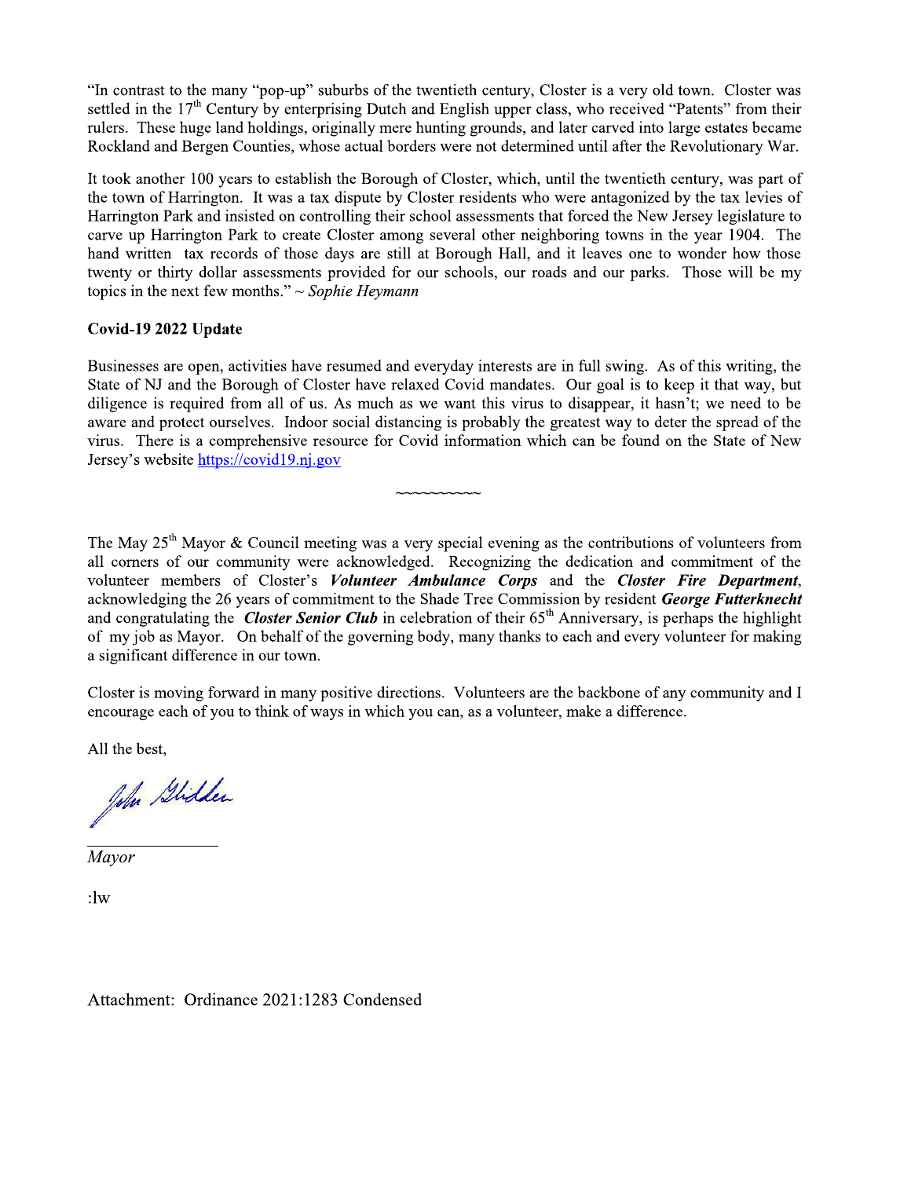"In contrast to the many "pop-up" suburbs of the twentieth century, Closter is a very old town. Closter was settled in the 17th Century by enterprising Dutch and English upper class, who received "Patents" from their rulers. These huge land holdings, originally mere hunting grounds, and later carved into large estates became Rockland and Bergen Counties, whose actual borders were not determined until after the Revolutionary War.

It took another 100 years to establish the Borough of Closter, which, until the twentieth century, was part of the town of Harrington. It was a tax dispute by Closter residents who were antagonized by the tax levies of Harrington Park and insisted on controlling their school assessments that forced the New Jersey legislature to carve up Harrington Park to create Closter among several other neighboring towns in the year 1904. The hand written tax records of those days are still at Borough Hall, and it leaves one to wonder how those twenty or thirty dollar assessments provided for our schools, our roads and our parks. Those will be my topics in the next few months." ~ *Sophie Heymann*

**Covid-19 2022 Update**

Businesses are open, activities have resumed and everyday interests are in full swing. As of this writing, the State of NJ and the Borough of Closter have relaxed Covid mandates. Our goal is to keep it that way, but diligence is required from all of us. As much as we want this virus to disappear, it hasn't; we need to be aware and protect ourselves. Indoor social distancing is probably the greatest way to deter the spread of the virus. There is a comprehensive resource for Covid information which can be found on the State of New Jersey's website https://covid19.nj.gov

~~~~~~~~~~

The May 25th Mayor & Council meeting was a very special evening as the contributions of volunteers from all corners of our community were acknowledged. Recognizing the dedication and commitment of the volunteer members of Closter's ***Volunteer Ambulance Corps*** and the ***Closter Fire Department***, acknowledging the 26 years of commitment to the Shade Tree Commission by resident ***George Futterknecht*** and congratulating the ***Closter Senior Club*** in celebration of their 65th Anniversary, is perhaps the highlight of my job as Mayor. On behalf of the governing body, many thanks to each and every volunteer for making a significant difference in our town.

Closter is moving forward in many positive directions. Volunteers are the backbone of any community and I encourage each of you to think of ways in which you can, as a volunteer, make a difference.

All the best,

John Glidden

*Mayor*

:lw

Attachment: Ordinance 2021:1283 Condensed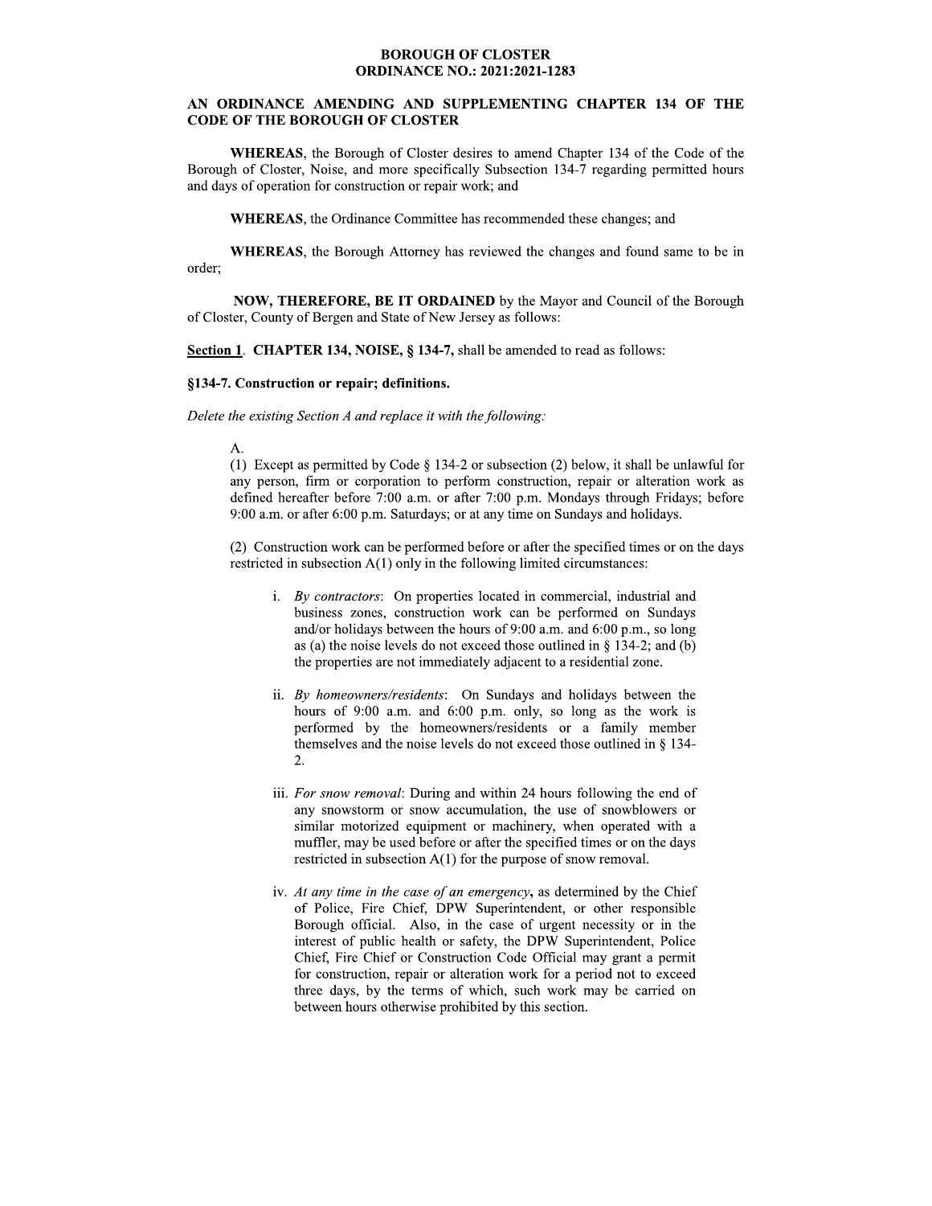**BOROUGH OF CLOSTER**
**ORDINANCE NO.: 2021:2021-1283**

## AN ORDINANCE AMENDING AND SUPPLEMENTING CHAPTER 134 OF THE CODE OF THE BOROUGH OF CLOSTER

**WHEREAS**, the Borough of Closter desires to amend Chapter 134 of the Code of the Borough of Closter, Noise, and more specifically Subsection 134-7 regarding permitted hours and days of operation for construction or repair work; and

**WHEREAS**, the Ordinance Committee has recommended these changes; and

**WHEREAS**, the Borough Attorney has reviewed the changes and found same to be in order;

**NOW, THEREFORE, BE IT ORDAINED** by the Mayor and Council of the Borough of Closter, County of Bergen and State of New Jersey as follows:

**Section 1**. **CHAPTER 134, NOISE, § 134-7,** shall be amended to read as follows:

**§134-7. Construction or repair; definitions.**

*Delete the existing Section A and replace it with the following:*

A.

(1) Except as permitted by Code § 134-2 or subsection (2) below, it shall be unlawful for any person, firm or corporation to perform construction, repair or alteration work as defined hereafter before 7:00 a.m. or after 7:00 p.m. Mondays through Fridays; before 9:00 a.m. or after 6:00 p.m. Saturdays; or at any time on Sundays and holidays.

(2) Construction work can be performed before or after the specified times or on the days restricted in subsection A(1) only in the following limited circumstances:

i. *By contractors*: On properties located in commercial, industrial and business zones, construction work can be performed on Sundays and/or holidays between the hours of 9:00 a.m. and 6:00 p.m., so long as (a) the noise levels do not exceed those outlined in § 134-2; and (b) the properties are not immediately adjacent to a residential zone.

ii. *By homeowners/residents*: On Sundays and holidays between the hours of 9:00 a.m. and 6:00 p.m. only, so long as the work is performed by the homeowners/residents or a family member themselves and the noise levels do not exceed those outlined in § 134-2.

iii. *For snow removal*: During and within 24 hours following the end of any snowstorm or snow accumulation, the use of snowblowers or similar motorized equipment or machinery, when operated with a muffler, may be used before or after the specified times or on the days restricted in subsection A(1) for the purpose of snow removal.

iv. *At any time in the case of an emergency***,** as determined by the Chief of Police, Fire Chief, DPW Superintendent, or other responsible Borough official. Also, in the case of urgent necessity or in the interest of public health or safety, the DPW Superintendent, Police Chief, Fire Chief or Construction Code Official may grant a permit for construction, repair or alteration work for a period not to exceed three days, by the terms of which, such work may be carried on between hours otherwise prohibited by this section.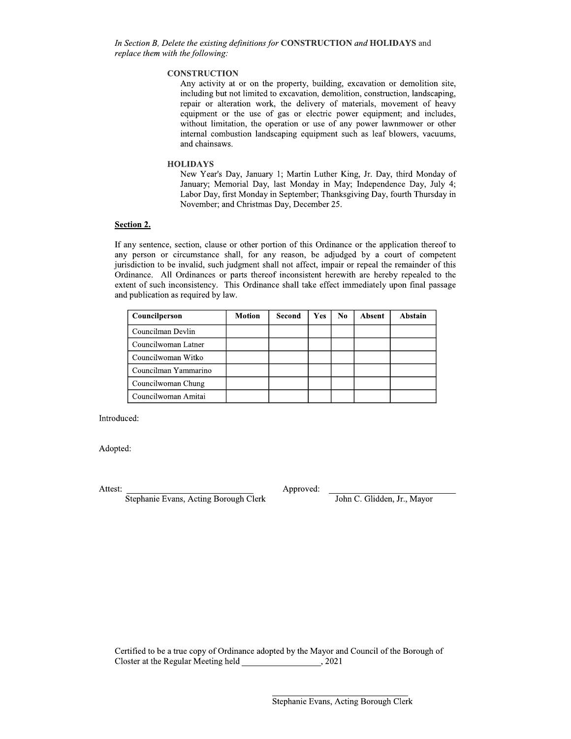*In Section B, Delete the existing definitions for* **CONSTRUCTION** *and* **HOLIDAYS** and *replace them with the following:*

**CONSTRUCTION**

Any activity at or on the property, building, excavation or demolition site, including but not limited to excavation, demolition, construction, landscaping, repair or alteration work, the delivery of materials, movement of heavy equipment or the use of gas or electric power equipment; and includes, without limitation, the operation or use of any power lawnmower or other internal combustion landscaping equipment such as leaf blowers, vacuums, and chainsaws.

**HOLIDAYS**

New Year's Day, January 1; Martin Luther King, Jr. Day, third Monday of January; Memorial Day, last Monday in May; Independence Day, July 4; Labor Day, first Monday in September; Thanksgiving Day, fourth Thursday in November; and Christmas Day, December 25.

**Section 2.**

If any sentence, section, clause or other portion of this Ordinance or the application thereof to any person or circumstance shall, for any reason, be adjudged by a court of competent jurisdiction to be invalid, such judgment shall not affect, impair or repeal the remainder of this Ordinance. All Ordinances or parts thereof inconsistent herewith are hereby repealed to the extent of such inconsistency. This Ordinance shall take effect immediately upon final passage and publication as required by law.

| Councilperson | Motion | Second | Yes | No | Absent | Abstain |
|---|---|---|---|---|---|---|
| Councilman Devlin | | | | | | |
| Councilwoman Latner | | | | | | |
| Councilwoman Witko | | | | | | |
| Councilman Yammarino | | | | | | |
| Councilwoman Chung | | | | | | |
| Councilwoman Amitai | | | | | | |

Introduced:

Adopted:

Attest: ______________________________
Stephanie Evans, Acting Borough Clerk

Approved: ______________________________
John C. Glidden, Jr., Mayor

Certified to be a true copy of Ordinance adopted by the Mayor and Council of the Borough of Closter at the Regular Meeting held _________________, 2021

______________________________
Stephanie Evans, Acting Borough Clerk